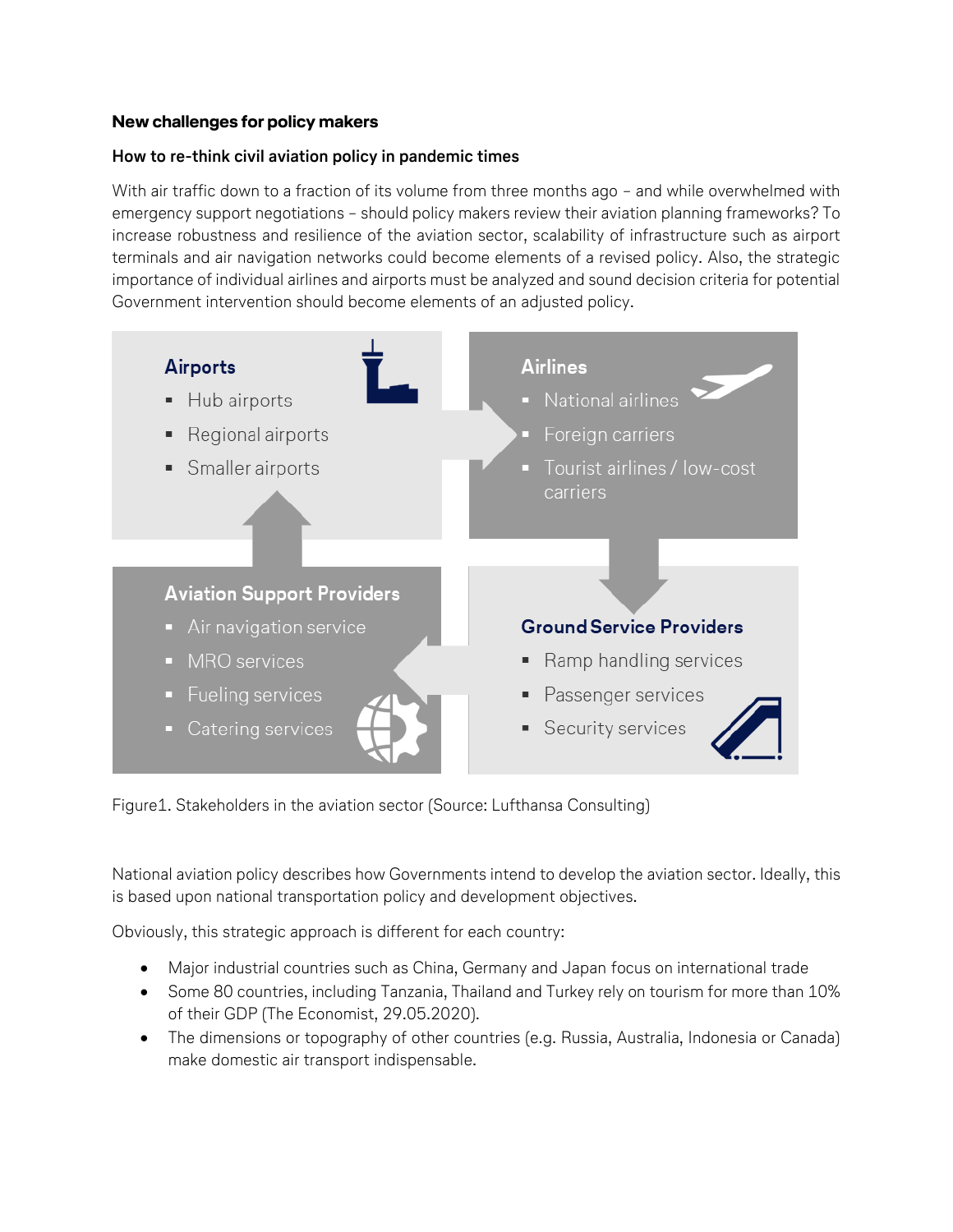**New challenges for policy makers**

**How to re-think civil aviation policy in pandemic times**

With air traffic down to a fraction of its volume from three months ago – and while overwhelmed with emergency support negotiations – should policy makers review their aviation planning frameworks? To increase robustness and resilience of the aviation sector, scalability of infrastructure such as airport terminals and air navigation networks could become elements of a revised policy. Also, the strategic importance of individual airlines and airports must be analyzed and sound decision criteria for potential Government intervention should become elements of an adjusted policy.

**Airports**
- Hub airports
- Regional airports
- Smaller airports

**Airlines**
- National airlines
- Foreign carriers
- Tourist airlines / low-cost carriers

**Aviation Support Providers**
- Air navigation service
- MRO services
- Fueling services
- Catering services

**Ground Service Providers**
- Ramp handling services
- Passenger services
- Security services

Figure1. Stakeholders in the aviation sector (Source: Lufthansa Consulting)

National aviation policy describes how Governments intend to develop the aviation sector. Ideally, this is based upon national transportation policy and development objectives.

Obviously, this strategic approach is different for each country:

- Major industrial countries such as China, Germany and Japan focus on international trade
- Some 80 countries, including Tanzania, Thailand and Turkey rely on tourism for more than 10% of their GDP (The Economist, 29.05.2020).
- The dimensions or topography of other countries (e.g. Russia, Australia, Indonesia or Canada) make domestic air transport indispensable.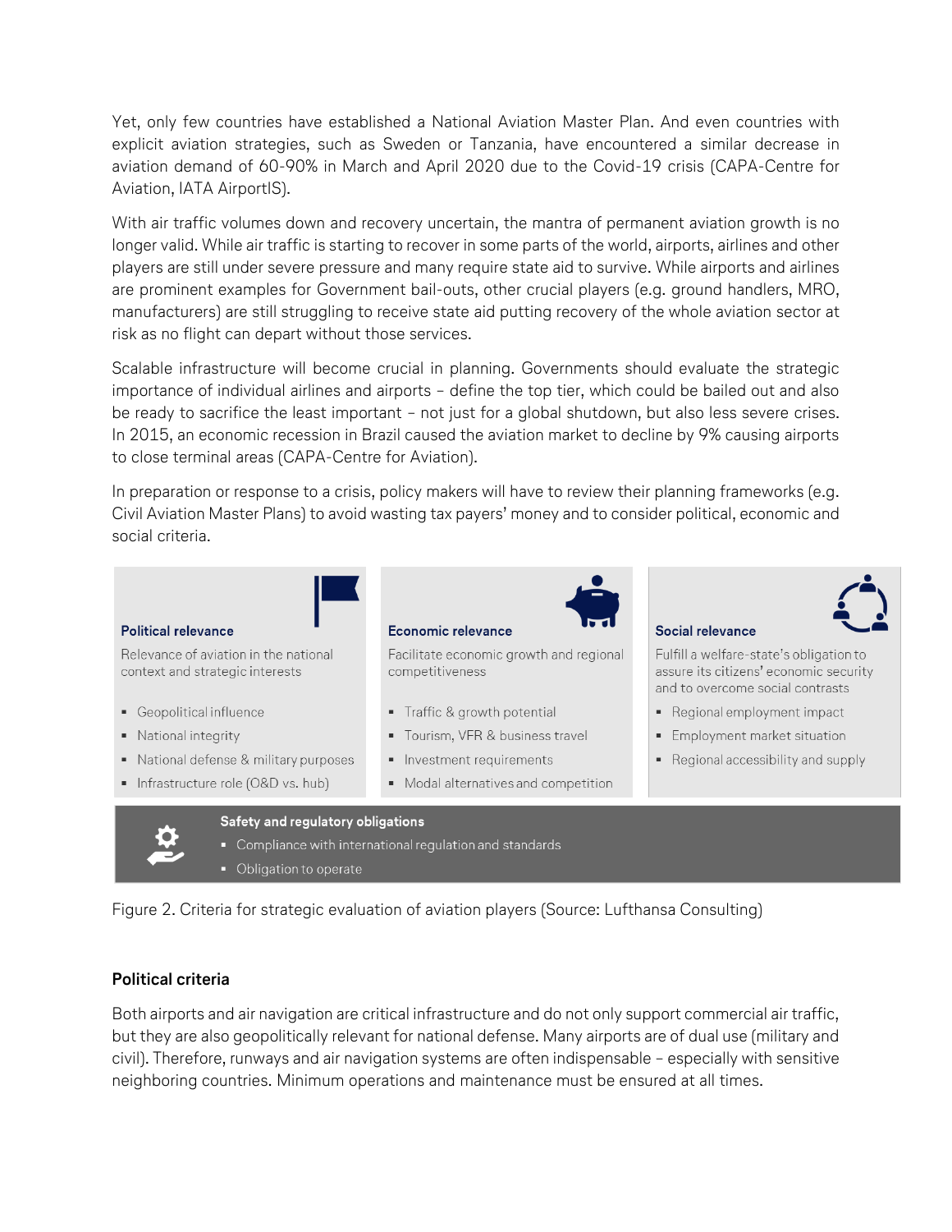Yet, only few countries have established a National Aviation Master Plan. And even countries with explicit aviation strategies, such as Sweden or Tanzania, have encountered a similar decrease in aviation demand of 60-90% in March and April 2020 due to the Covid-19 crisis (CAPA-Centre for Aviation, IATA AirportIS).

With air traffic volumes down and recovery uncertain, the mantra of permanent aviation growth is no longer valid. While air traffic is starting to recover in some parts of the world, airports, airlines and other players are still under severe pressure and many require state aid to survive. While airports and airlines are prominent examples for Government bail-outs, other crucial players (e.g. ground handlers, MRO, manufacturers) are still struggling to receive state aid putting recovery of the whole aviation sector at risk as no flight can depart without those services.

Scalable infrastructure will become crucial in planning. Governments should evaluate the strategic importance of individual airlines and airports – define the top tier, which could be bailed out and also be ready to sacrifice the least important – not just for a global shutdown, but also less severe crises. In 2015, an economic recession in Brazil caused the aviation market to decline by 9% causing airports to close terminal areas (CAPA-Centre for Aviation).

In preparation or response to a crisis, policy makers will have to review their planning frameworks (e.g. Civil Aviation Master Plans) to avoid wasting tax payers' money and to consider political, economic and social criteria.

**Political relevance**

Relevance of aviation in the national context and strategic interests

- Geopolitical influence
- National integrity
- National defense & military purposes
- Infrastructure role (O&D vs. hub)

**Economic relevance**

Facilitate economic growth and regional competitiveness

- Traffic & growth potential
- Tourism, VFR & business travel
- Investment requirements
- Modal alternatives and competition

**Social relevance**

Fulfill a welfare-state's obligation to assure its citizens' economic security and to overcome social contrasts

- Regional employment impact
- Employment market situation
- Regional accessibility and supply

**Safety and regulatory obligations**

- Compliance with international regulation and standards
- Obligation to operate

Figure 2. Criteria for strategic evaluation of aviation players (Source: Lufthansa Consulting)

### Political criteria

Both airports and air navigation are critical infrastructure and do not only support commercial air traffic, but they are also geopolitically relevant for national defense. Many airports are of dual use (military and civil). Therefore, runways and air navigation systems are often indispensable – especially with sensitive neighboring countries. Minimum operations and maintenance must be ensured at all times.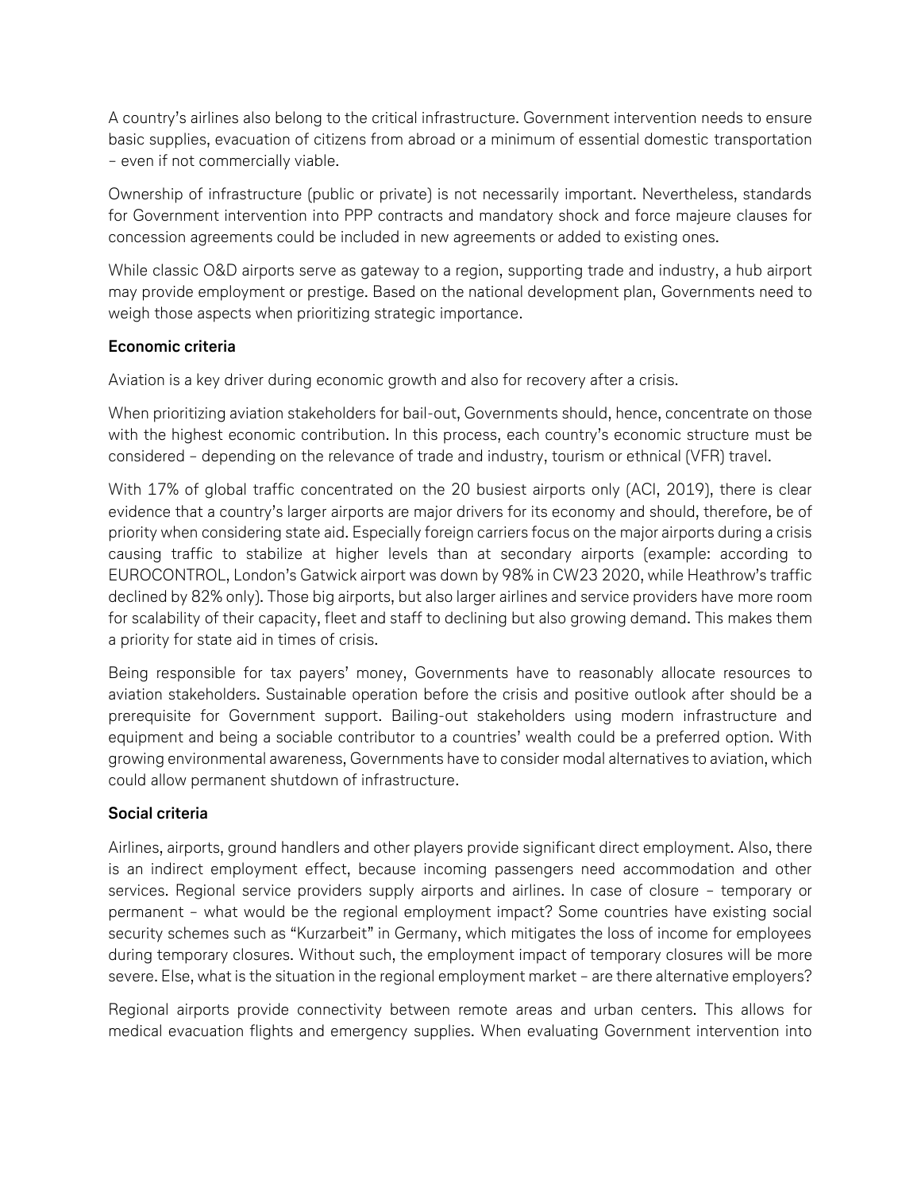A country's airlines also belong to the critical infrastructure. Government intervention needs to ensure basic supplies, evacuation of citizens from abroad or a minimum of essential domestic transportation – even if not commercially viable.

Ownership of infrastructure (public or private) is not necessarily important. Nevertheless, standards for Government intervention into PPP contracts and mandatory shock and force majeure clauses for concession agreements could be included in new agreements or added to existing ones.

While classic O&D airports serve as gateway to a region, supporting trade and industry, a hub airport may provide employment or prestige. Based on the national development plan, Governments need to weigh those aspects when prioritizing strategic importance.

**Economic criteria**

Aviation is a key driver during economic growth and also for recovery after a crisis.

When prioritizing aviation stakeholders for bail-out, Governments should, hence, concentrate on those with the highest economic contribution. In this process, each country's economic structure must be considered – depending on the relevance of trade and industry, tourism or ethnical (VFR) travel.

With 17% of global traffic concentrated on the 20 busiest airports only (ACI, 2019), there is clear evidence that a country's larger airports are major drivers for its economy and should, therefore, be of priority when considering state aid. Especially foreign carriers focus on the major airports during a crisis causing traffic to stabilize at higher levels than at secondary airports (example: according to EUROCONTROL, London's Gatwick airport was down by 98% in CW23 2020, while Heathrow's traffic declined by 82% only). Those big airports, but also larger airlines and service providers have more room for scalability of their capacity, fleet and staff to declining but also growing demand. This makes them a priority for state aid in times of crisis.

Being responsible for tax payers' money, Governments have to reasonably allocate resources to aviation stakeholders. Sustainable operation before the crisis and positive outlook after should be a prerequisite for Government support. Bailing-out stakeholders using modern infrastructure and equipment and being a sociable contributor to a countries' wealth could be a preferred option. With growing environmental awareness, Governments have to consider modal alternatives to aviation, which could allow permanent shutdown of infrastructure.

**Social criteria**

Airlines, airports, ground handlers and other players provide significant direct employment. Also, there is an indirect employment effect, because incoming passengers need accommodation and other services. Regional service providers supply airports and airlines. In case of closure – temporary or permanent – what would be the regional employment impact? Some countries have existing social security schemes such as "Kurzarbeit" in Germany, which mitigates the loss of income for employees during temporary closures. Without such, the employment impact of temporary closures will be more severe. Else, what is the situation in the regional employment market – are there alternative employers?

Regional airports provide connectivity between remote areas and urban centers. This allows for medical evacuation flights and emergency supplies. When evaluating Government intervention into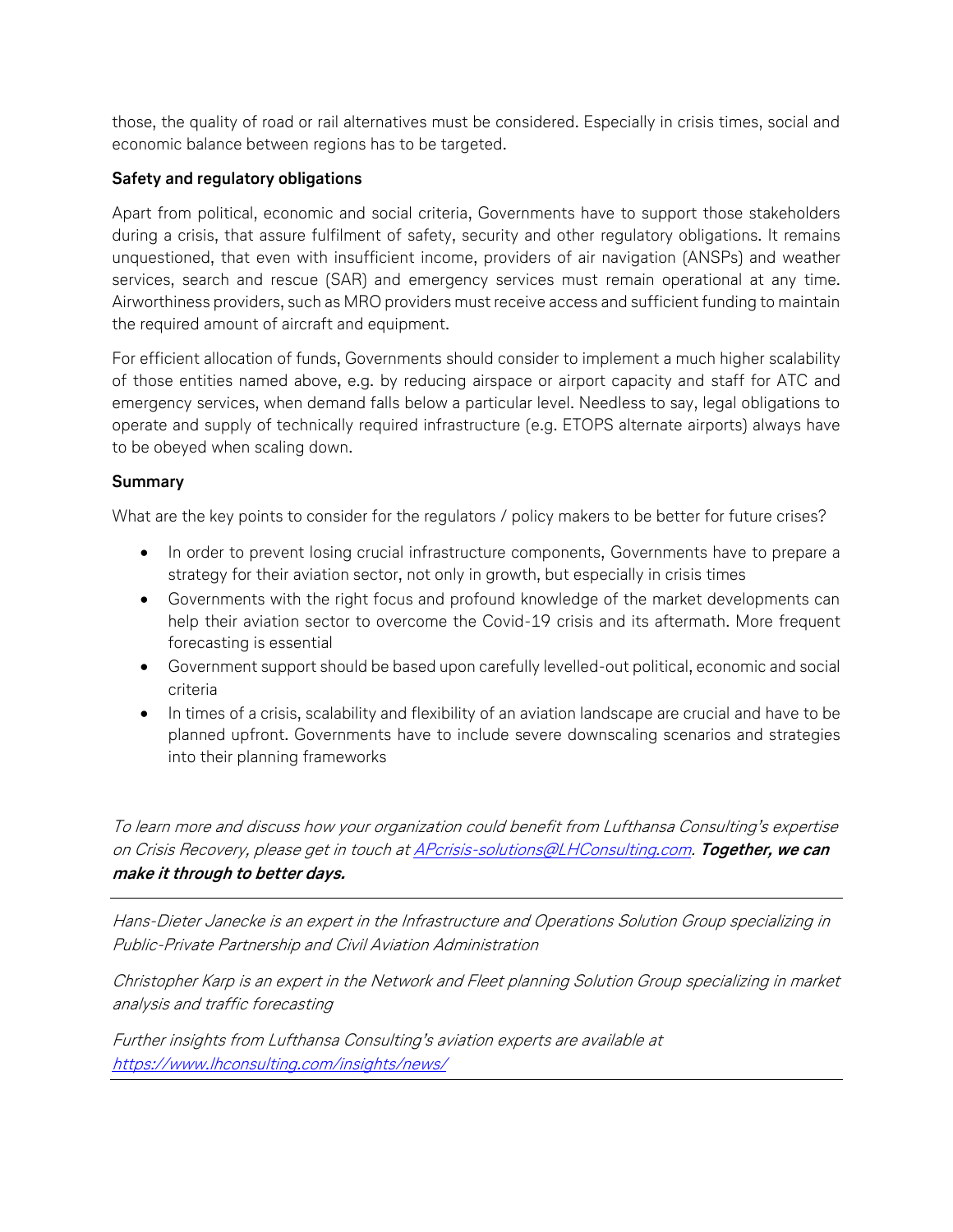those, the quality of road or rail alternatives must be considered. Especially in crisis times, social and economic balance between regions has to be targeted.

### Safety and regulatory obligations

Apart from political, economic and social criteria, Governments have to support those stakeholders during a crisis, that assure fulfilment of safety, security and other regulatory obligations. It remains unquestioned, that even with insufficient income, providers of air navigation (ANSPs) and weather services, search and rescue (SAR) and emergency services must remain operational at any time. Airworthiness providers, such as MRO providers must receive access and sufficient funding to maintain the required amount of aircraft and equipment.

For efficient allocation of funds, Governments should consider to implement a much higher scalability of those entities named above, e.g. by reducing airspace or airport capacity and staff for ATC and emergency services, when demand falls below a particular level. Needless to say, legal obligations to operate and supply of technically required infrastructure (e.g. ETOPS alternate airports) always have to be obeyed when scaling down.

### Summary

What are the key points to consider for the regulators / policy makers to be better for future crises?

- In order to prevent losing crucial infrastructure components, Governments have to prepare a strategy for their aviation sector, not only in growth, but especially in crisis times
- Governments with the right focus and profound knowledge of the market developments can help their aviation sector to overcome the Covid-19 crisis and its aftermath. More frequent forecasting is essential
- Government support should be based upon carefully levelled-out political, economic and social criteria
- In times of a crisis, scalability and flexibility of an aviation landscape are crucial and have to be planned upfront. Governments have to include severe downscaling scenarios and strategies into their planning frameworks

*To learn more and discuss how your organization could benefit from Lufthansa Consulting's expertise on Crisis Recovery, please get in touch at [APcrisis-solutions@LHConsulting.com](mailto:APcrisis-solutions@LHConsulting.com).* ***Together, we can make it through to better days.***

---

*Hans-Dieter Janecke is an expert in the Infrastructure and Operations Solution Group specializing in Public-Private Partnership and Civil Aviation Administration*

*Christopher Karp is an expert in the Network and Fleet planning Solution Group specializing in market analysis and traffic forecasting*

*Further insights from Lufthansa Consulting's aviation experts are available at [https://www.lhconsulting.com/insights/news/](https://www.lhconsulting.com/insights/news/)*

---